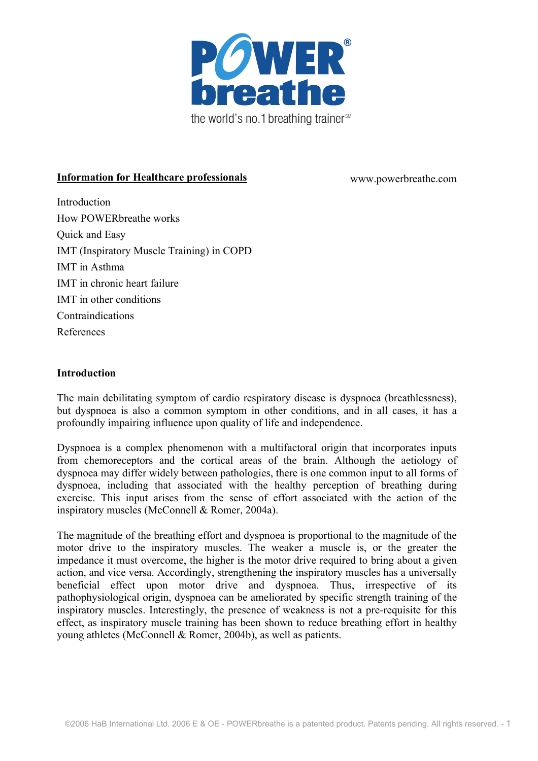POWERbreathe®

the world's no.1 breathing trainer℠

**Information for Healthcare professionals**

www.powerbreathe.com

Introduction
How POWERbreathe works
Quick and Easy
IMT (Inspiratory Muscle Training) in COPD
IMT in Asthma
IMT in chronic heart failure
IMT in other conditions
Contraindications
References

## Introduction

The main debilitating symptom of cardio respiratory disease is dyspnoea (breathlessness), but dyspnoea is also a common symptom in other conditions, and in all cases, it has a profoundly impairing influence upon quality of life and independence.

Dyspnoea is a complex phenomenon with a multifactoral origin that incorporates inputs from chemoreceptors and the cortical areas of the brain. Although the aetiology of dyspnoea may differ widely between pathologies, there is one common input to all forms of dyspnoea, including that associated with the healthy perception of breathing during exercise. This input arises from the sense of effort associated with the action of the inspiratory muscles (McConnell & Romer, 2004a).

The magnitude of the breathing effort and dyspnoea is proportional to the magnitude of the motor drive to the inspiratory muscles. The weaker a muscle is, or the greater the impedance it must overcome, the higher is the motor drive required to bring about a given action, and vice versa. Accordingly, strengthening the inspiratory muscles has a universally beneficial effect upon motor drive and dyspnoea. Thus, irrespective of its pathophysiological origin, dyspnoea can be ameliorated by specific strength training of the inspiratory muscles. Interestingly, the presence of weakness is not a pre-requisite for this effect, as inspiratory muscle training has been shown to reduce breathing effort in healthy young athletes (McConnell & Romer, 2004b), as well as patients.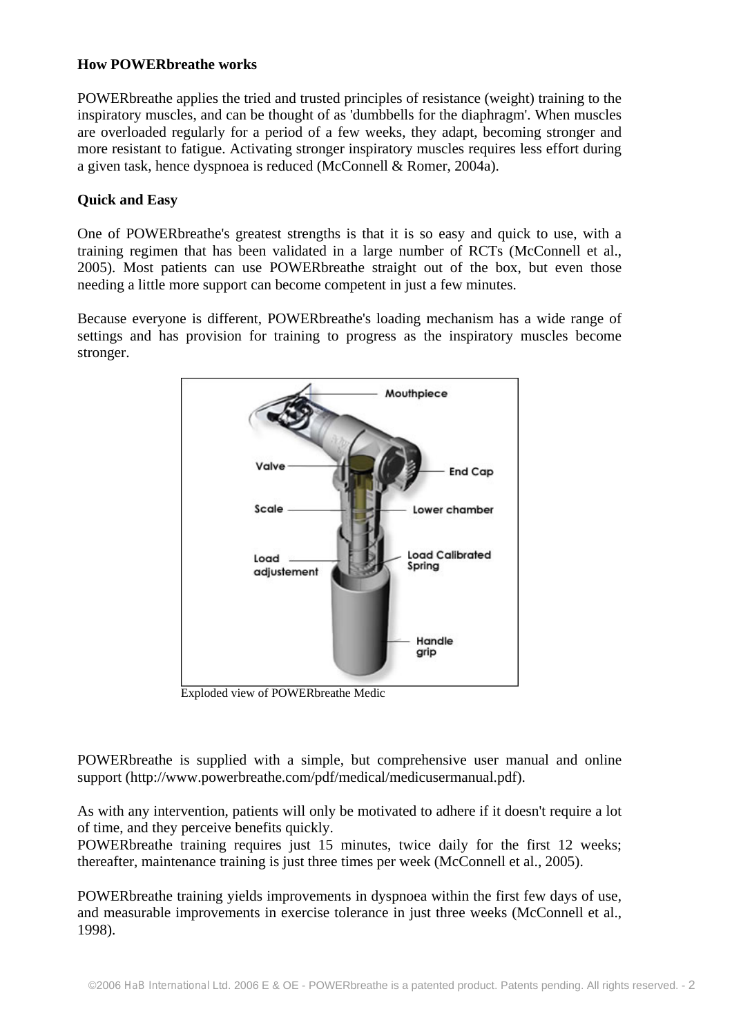**How POWERbreathe works**

POWERbreathe applies the tried and trusted principles of resistance (weight) training to the inspiratory muscles, and can be thought of as 'dumbbells for the diaphragm'. When muscles are overloaded regularly for a period of a few weeks, they adapt, becoming stronger and more resistant to fatigue. Activating stronger inspiratory muscles requires less effort during a given task, hence dyspnoea is reduced (McConnell & Romer, 2004a).

**Quick and Easy**

One of POWERbreathe's greatest strengths is that it is so easy and quick to use, with a training regimen that has been validated in a large number of RCTs (McConnell et al., 2005). Most patients can use POWERbreathe straight out of the box, but even those needing a little more support can become competent in just a few minutes.

Because everyone is different, POWERbreathe's loading mechanism has a wide range of settings and has provision for training to progress as the inspiratory muscles become stronger.

Exploded view of POWERbreathe Medic

POWERbreathe is supplied with a simple, but comprehensive user manual and online support (http://www.powerbreathe.com/pdf/medical/medicusermanual.pdf).

As with any intervention, patients will only be motivated to adhere if it doesn't require a lot of time, and they perceive benefits quickly.
POWERbreathe training requires just 15 minutes, twice daily for the first 12 weeks; thereafter, maintenance training is just three times per week (McConnell et al., 2005).

POWERbreathe training yields improvements in dyspnoea within the first few days of use, and measurable improvements in exercise tolerance in just three weeks (McConnell et al., 1998).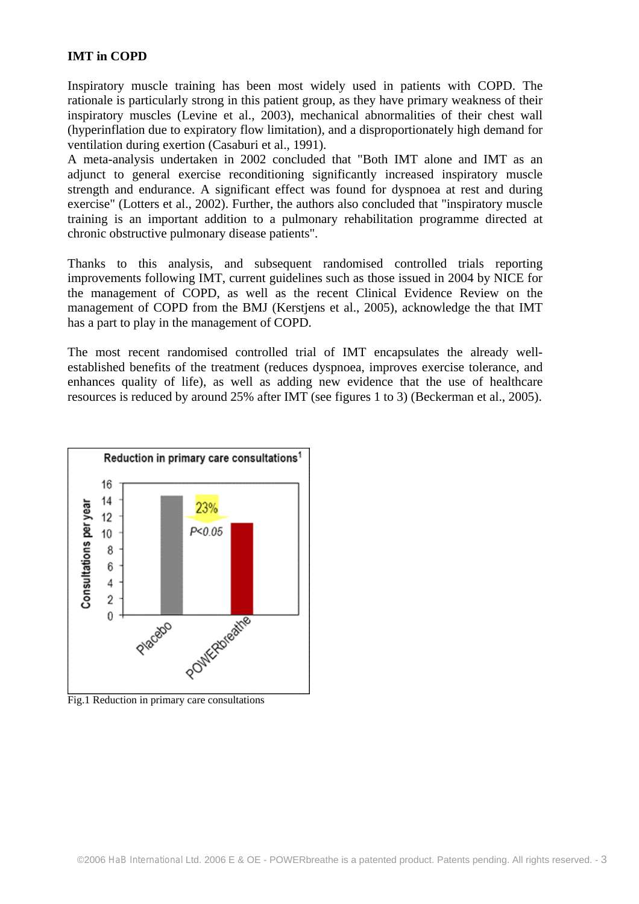**IMT in COPD**

Inspiratory muscle training has been most widely used in patients with COPD. The rationale is particularly strong in this patient group, as they have primary weakness of their inspiratory muscles (Levine et al., 2003), mechanical abnormalities of their chest wall (hyperinflation due to expiratory flow limitation), and a disproportionately high demand for ventilation during exertion (Casaburi et al., 1991).
A meta-analysis undertaken in 2002 concluded that "Both IMT alone and IMT as an adjunct to general exercise reconditioning significantly increased inspiratory muscle strength and endurance. A significant effect was found for dyspnoea at rest and during exercise" (Lotters et al., 2002). Further, the authors also concluded that "inspiratory muscle training is an important addition to a pulmonary rehabilitation programme directed at chronic obstructive pulmonary disease patients".

Thanks to this analysis, and subsequent randomised controlled trials reporting improvements following IMT, current guidelines such as those issued in 2004 by NICE for the management of COPD, as well as the recent Clinical Evidence Review on the management of COPD from the BMJ (Kerstjens et al., 2005), acknowledge the that IMT has a part to play in the management of COPD.

The most recent randomised controlled trial of IMT encapsulates the already well-established benefits of the treatment (reduces dyspnoea, improves exercise tolerance, and enhances quality of life), as well as adding new evidence that the use of healthcare resources is reduced by around 25% after IMT (see figures 1 to 3) (Beckerman et al., 2005).

Reduction in primary care consultations[1]

Consultations per year

23%

$P<0.05$

Placebo

POWERbreathe

Fig.1 Reduction in primary care consultations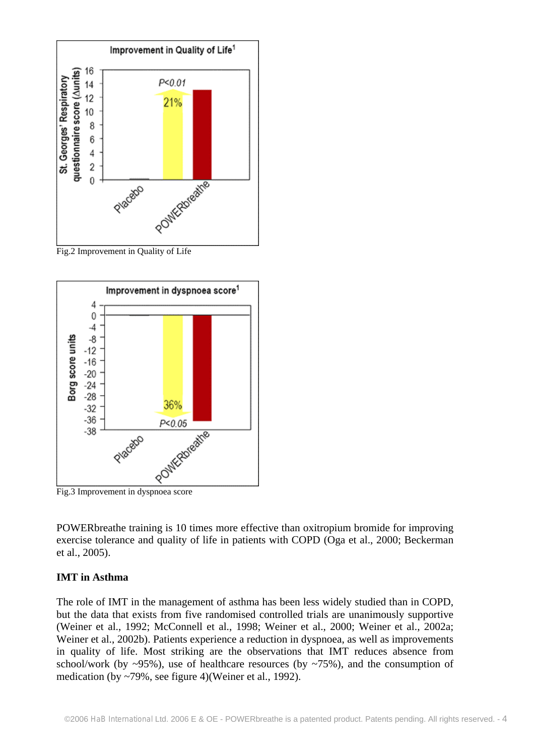Fig.2 Improvement in Quality of Life

Fig.3 Improvement in dyspnoea score

POWERbreathe training is 10 times more effective than oxitropium bromide for improving exercise tolerance and quality of life in patients with COPD (Oga et al., 2000; Beckerman et al., 2005).

**IMT in Asthma**

The role of IMT in the management of asthma has been less widely studied than in COPD, but the data that exists from five randomised controlled trials are unanimously supportive (Weiner et al., 1992; McConnell et al., 1998; Weiner et al., 2000; Weiner et al., 2002a; Weiner et al., 2002b). Patients experience a reduction in dyspnoea, as well as improvements in quality of life. Most striking are the observations that IMT reduces absence from school/work (by ~95%), use of healthcare resources (by ~75%), and the consumption of medication (by ~79%, see figure 4)(Weiner et al., 1992).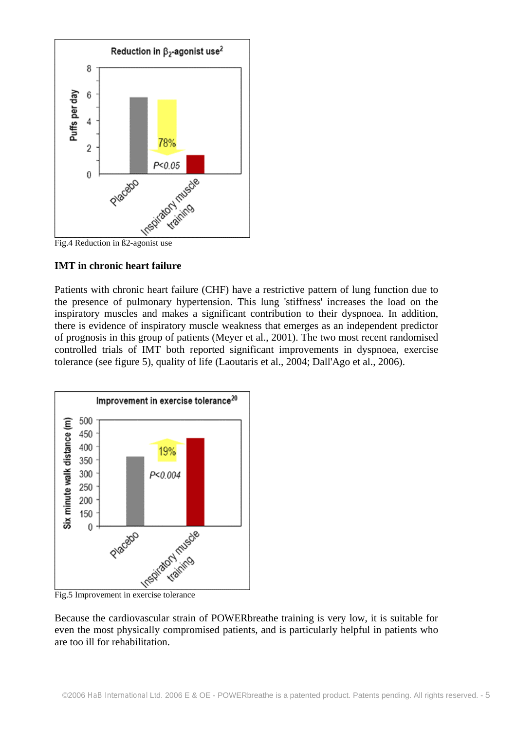Fig.4 Reduction in ß2-agonist use

### IMT in chronic heart failure

Patients with chronic heart failure (CHF) have a restrictive pattern of lung function due to the presence of pulmonary hypertension. This lung 'stiffness' increases the load on the inspiratory muscles and makes a significant contribution to their dyspnoea. In addition, there is evidence of inspiratory muscle weakness that emerges as an independent predictor of prognosis in this group of patients (Meyer et al., 2001). The two most recent randomised controlled trials of IMT both reported significant improvements in dyspnoea, exercise tolerance (see figure 5), quality of life (Laoutaris et al., 2004; Dall'Ago et al., 2006).

Fig.5 Improvement in exercise tolerance

Because the cardiovascular strain of POWERbreathe training is very low, it is suitable for even the most physically compromised patients, and is particularly helpful in patients who are too ill for rehabilitation.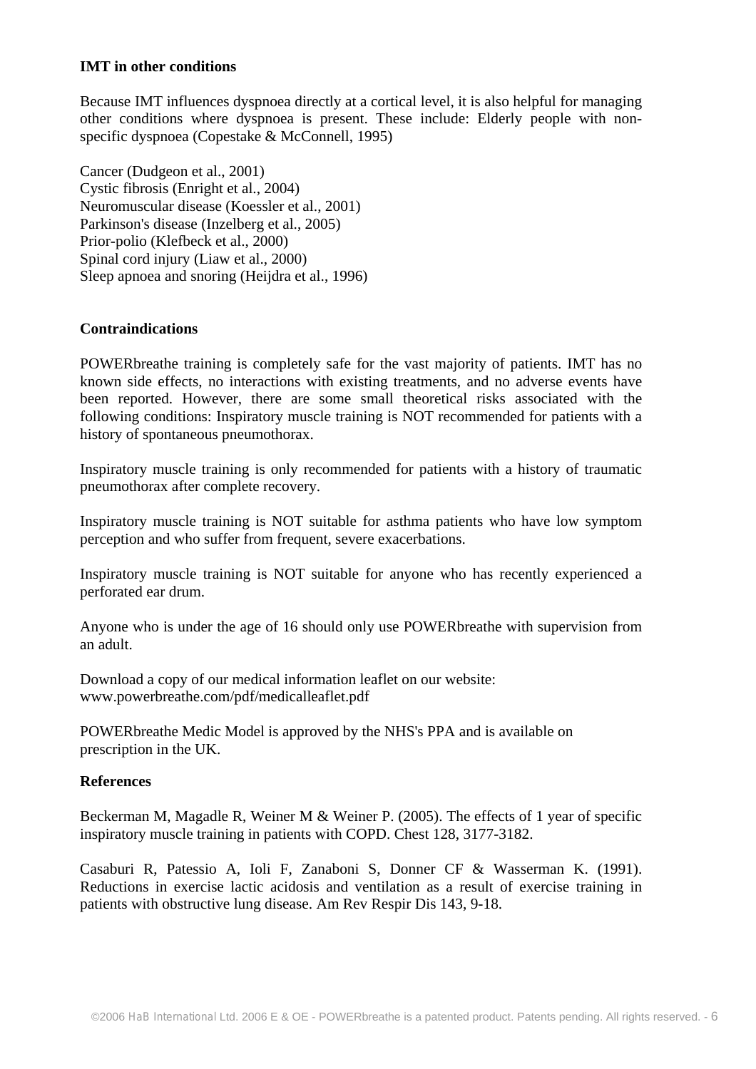**IMT in other conditions**

Because IMT influences dyspnoea directly at a cortical level, it is also helpful for managing other conditions where dyspnoea is present. These include: Elderly people with non-specific dyspnoea (Copestake & McConnell, 1995)

Cancer (Dudgeon et al., 2001)
Cystic fibrosis (Enright et al., 2004)
Neuromuscular disease (Koessler et al., 2001)
Parkinson's disease (Inzelberg et al., 2005)
Prior-polio (Klefbeck et al., 2000)
Spinal cord injury (Liaw et al., 2000)
Sleep apnoea and snoring (Heijdra et al., 1996)

**Contraindications**

POWERbreathe training is completely safe for the vast majority of patients. IMT has no known side effects, no interactions with existing treatments, and no adverse events have been reported. However, there are some small theoretical risks associated with the following conditions: Inspiratory muscle training is NOT recommended for patients with a history of spontaneous pneumothorax.

Inspiratory muscle training is only recommended for patients with a history of traumatic pneumothorax after complete recovery.

Inspiratory muscle training is NOT suitable for asthma patients who have low symptom perception and who suffer from frequent, severe exacerbations.

Inspiratory muscle training is NOT suitable for anyone who has recently experienced a perforated ear drum.

Anyone who is under the age of 16 should only use POWERbreathe with supervision from an adult.

Download a copy of our medical information leaflet on our website:
www.powerbreathe.com/pdf/medicalleaflet.pdf

POWERbreathe Medic Model is approved by the NHS's PPA and is available on prescription in the UK.

**References**

Beckerman M, Magadle R, Weiner M & Weiner P. (2005). The effects of 1 year of specific inspiratory muscle training in patients with COPD. Chest 128, 3177-3182.

Casaburi R, Patessio A, Ioli F, Zanaboni S, Donner CF & Wasserman K. (1991). Reductions in exercise lactic acidosis and ventilation as a result of exercise training in patients with obstructive lung disease. Am Rev Respir Dis 143, 9-18.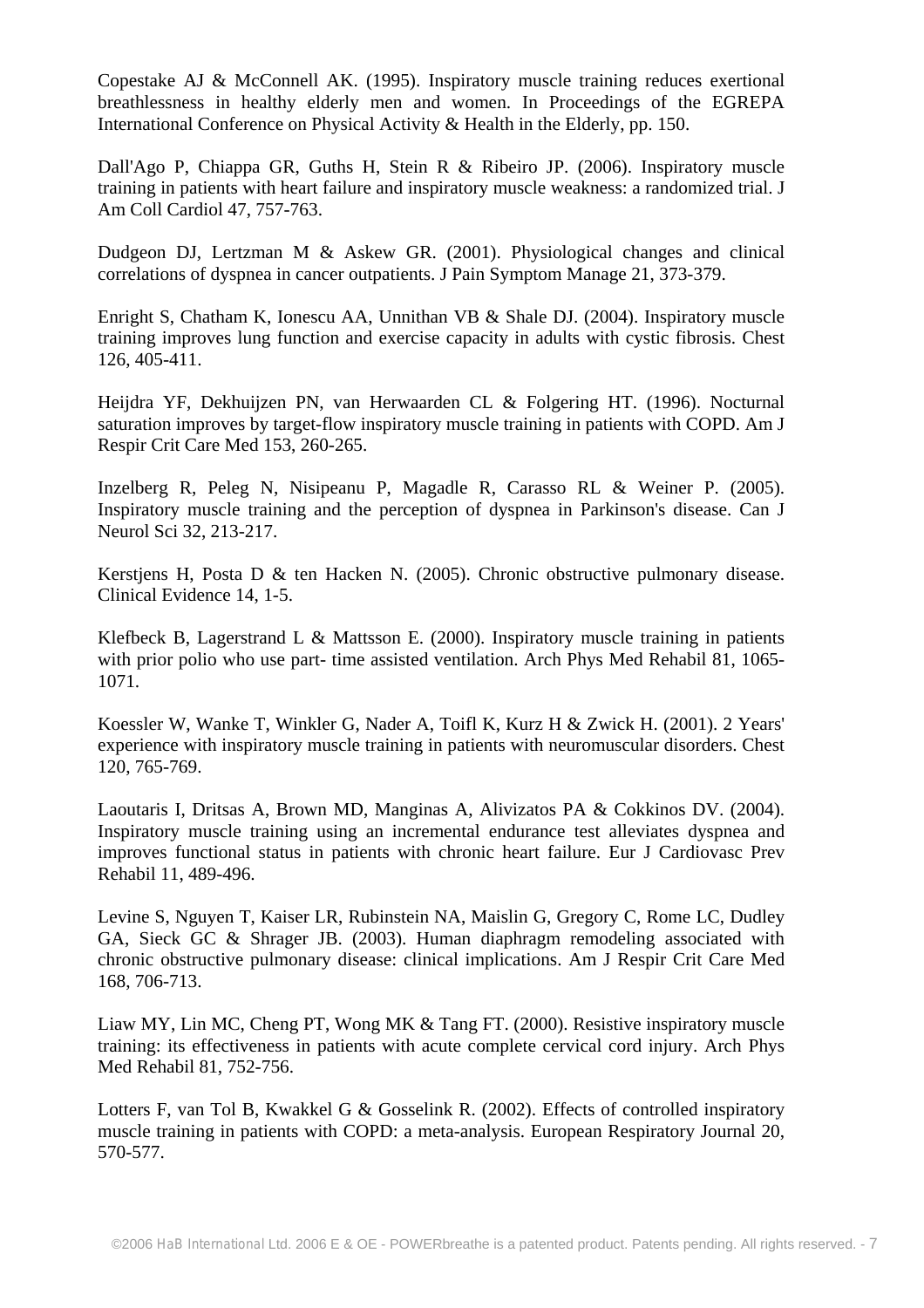Copestake AJ & McConnell AK. (1995). Inspiratory muscle training reduces exertional breathlessness in healthy elderly men and women. In Proceedings of the EGREPA International Conference on Physical Activity & Health in the Elderly, pp. 150.

Dall'Ago P, Chiappa GR, Guths H, Stein R & Ribeiro JP. (2006). Inspiratory muscle training in patients with heart failure and inspiratory muscle weakness: a randomized trial. J Am Coll Cardiol 47, 757-763.

Dudgeon DJ, Lertzman M & Askew GR. (2001). Physiological changes and clinical correlations of dyspnea in cancer outpatients. J Pain Symptom Manage 21, 373-379.

Enright S, Chatham K, Ionescu AA, Unnithan VB & Shale DJ. (2004). Inspiratory muscle training improves lung function and exercise capacity in adults with cystic fibrosis. Chest 126, 405-411.

Heijdra YF, Dekhuijzen PN, van Herwaarden CL & Folgering HT. (1996). Nocturnal saturation improves by target-flow inspiratory muscle training in patients with COPD. Am J Respir Crit Care Med 153, 260-265.

Inzelberg R, Peleg N, Nisipeanu P, Magadle R, Carasso RL & Weiner P. (2005). Inspiratory muscle training and the perception of dyspnea in Parkinson's disease. Can J Neurol Sci 32, 213-217.

Kerstjens H, Posta D & ten Hacken N. (2005). Chronic obstructive pulmonary disease. Clinical Evidence 14, 1-5.

Klefbeck B, Lagerstrand L & Mattsson E. (2000). Inspiratory muscle training in patients with prior polio who use part- time assisted ventilation. Arch Phys Med Rehabil 81, 1065-1071.

Koessler W, Wanke T, Winkler G, Nader A, Toifl K, Kurz H & Zwick H. (2001). 2 Years' experience with inspiratory muscle training in patients with neuromuscular disorders. Chest 120, 765-769.

Laoutaris I, Dritsas A, Brown MD, Manginas A, Alivizatos PA & Cokkinos DV. (2004). Inspiratory muscle training using an incremental endurance test alleviates dyspnea and improves functional status in patients with chronic heart failure. Eur J Cardiovasc Prev Rehabil 11, 489-496.

Levine S, Nguyen T, Kaiser LR, Rubinstein NA, Maislin G, Gregory C, Rome LC, Dudley GA, Sieck GC & Shrager JB. (2003). Human diaphragm remodeling associated with chronic obstructive pulmonary disease: clinical implications. Am J Respir Crit Care Med 168, 706-713.

Liaw MY, Lin MC, Cheng PT, Wong MK & Tang FT. (2000). Resistive inspiratory muscle training: its effectiveness in patients with acute complete cervical cord injury. Arch Phys Med Rehabil 81, 752-756.

Lotters F, van Tol B, Kwakkel G & Gosselink R. (2002). Effects of controlled inspiratory muscle training in patients with COPD: a meta-analysis. European Respiratory Journal 20, 570-577.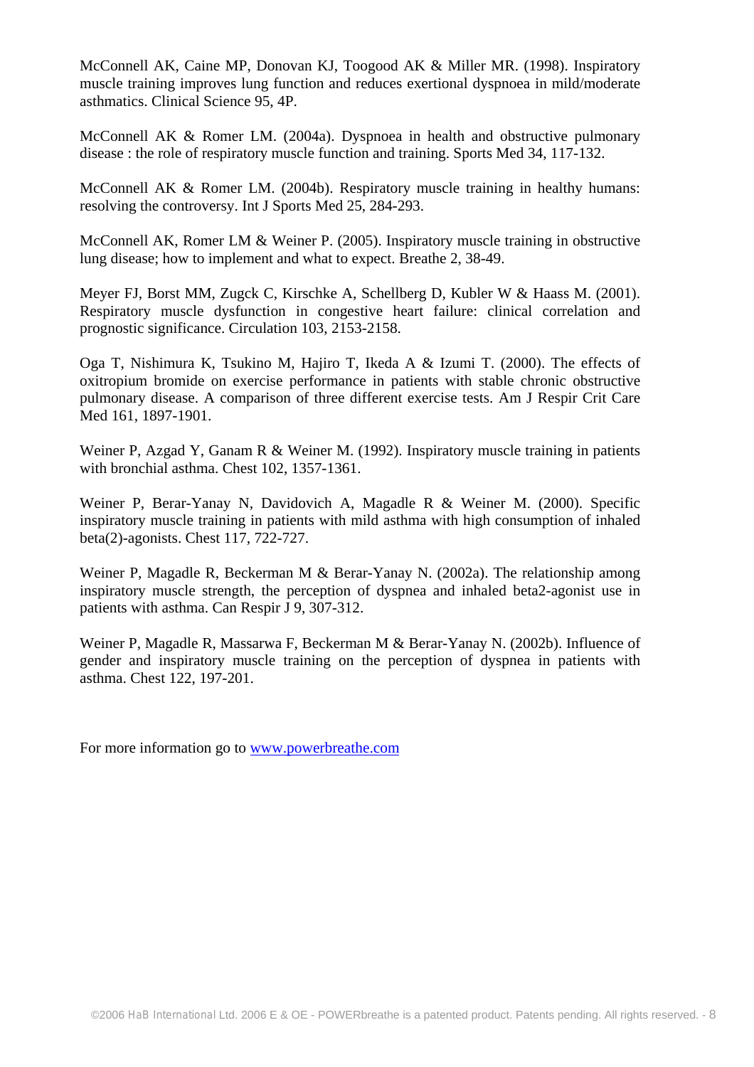McConnell AK, Caine MP, Donovan KJ, Toogood AK & Miller MR. (1998). Inspiratory muscle training improves lung function and reduces exertional dyspnoea in mild/moderate asthmatics. Clinical Science 95, 4P.

McConnell AK & Romer LM. (2004a). Dyspnoea in health and obstructive pulmonary disease : the role of respiratory muscle function and training. Sports Med 34, 117-132.

McConnell AK & Romer LM. (2004b). Respiratory muscle training in healthy humans: resolving the controversy. Int J Sports Med 25, 284-293.

McConnell AK, Romer LM & Weiner P. (2005). Inspiratory muscle training in obstructive lung disease; how to implement and what to expect. Breathe 2, 38-49.

Meyer FJ, Borst MM, Zugck C, Kirschke A, Schellberg D, Kubler W & Haass M. (2001). Respiratory muscle dysfunction in congestive heart failure: clinical correlation and prognostic significance. Circulation 103, 2153-2158.

Oga T, Nishimura K, Tsukino M, Hajiro T, Ikeda A & Izumi T. (2000). The effects of oxitropium bromide on exercise performance in patients with stable chronic obstructive pulmonary disease. A comparison of three different exercise tests. Am J Respir Crit Care Med 161, 1897-1901.

Weiner P, Azgad Y, Ganam R & Weiner M. (1992). Inspiratory muscle training in patients with bronchial asthma. Chest 102, 1357-1361.

Weiner P, Berar-Yanay N, Davidovich A, Magadle R & Weiner M. (2000). Specific inspiratory muscle training in patients with mild asthma with high consumption of inhaled beta(2)-agonists. Chest 117, 722-727.

Weiner P, Magadle R, Beckerman M & Berar-Yanay N. (2002a). The relationship among inspiratory muscle strength, the perception of dyspnea and inhaled beta2-agonist use in patients with asthma. Can Respir J 9, 307-312.

Weiner P, Magadle R, Massarwa F, Beckerman M & Berar-Yanay N. (2002b). Influence of gender and inspiratory muscle training on the perception of dyspnea in patients with asthma. Chest 122, 197-201.

For more information go to www.powerbreathe.com